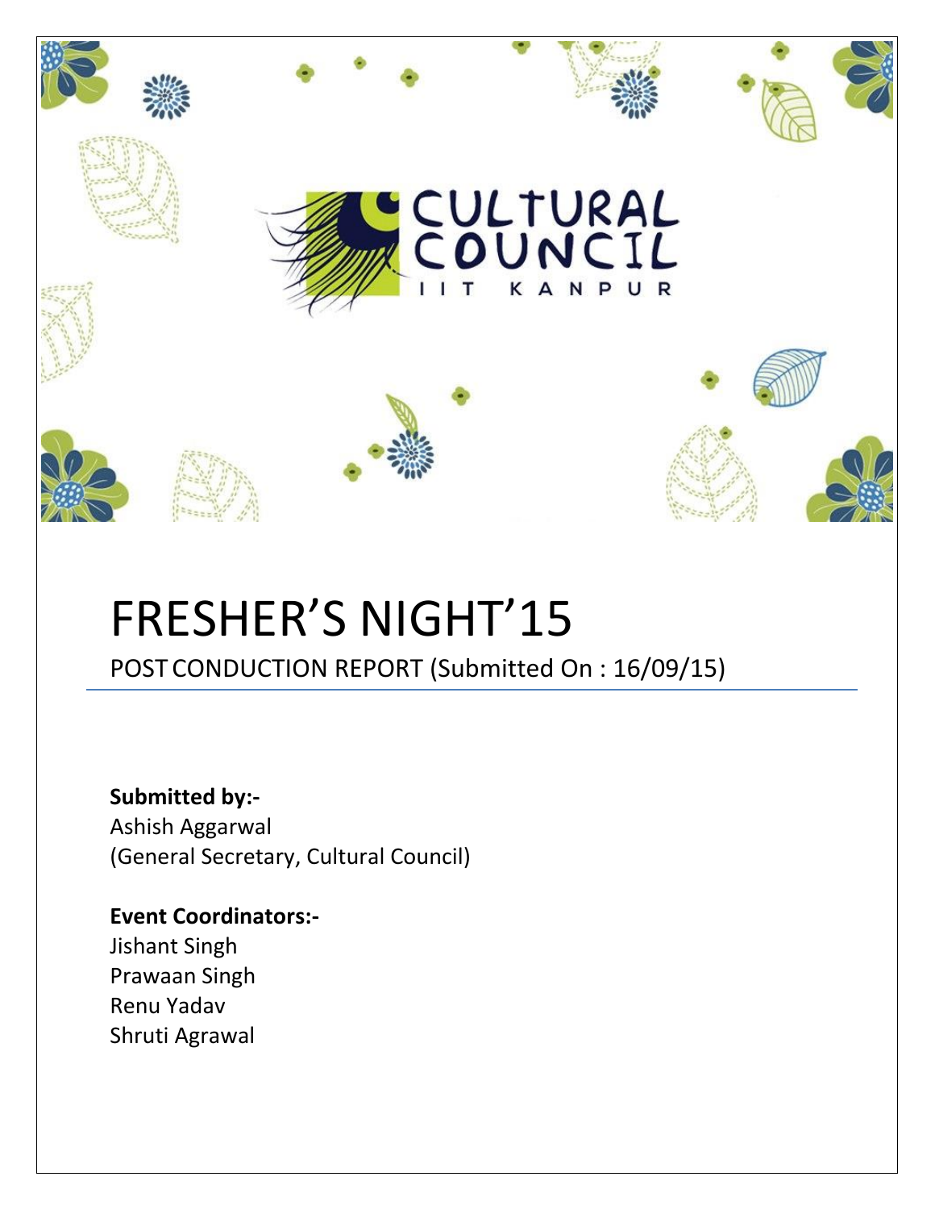CULTURAL COUNCIL
IIT KANPUR

# FRESHER’S NIGHT’15

POST CONDUCTION REPORT (Submitted On : 16/09/15)

**Submitted by:-**
Ashish Aggarwal
(General Secretary, Cultural Council)

**Event Coordinators:-**
Jishant Singh
Prawaan Singh
Renu Yadav
Shruti Agrawal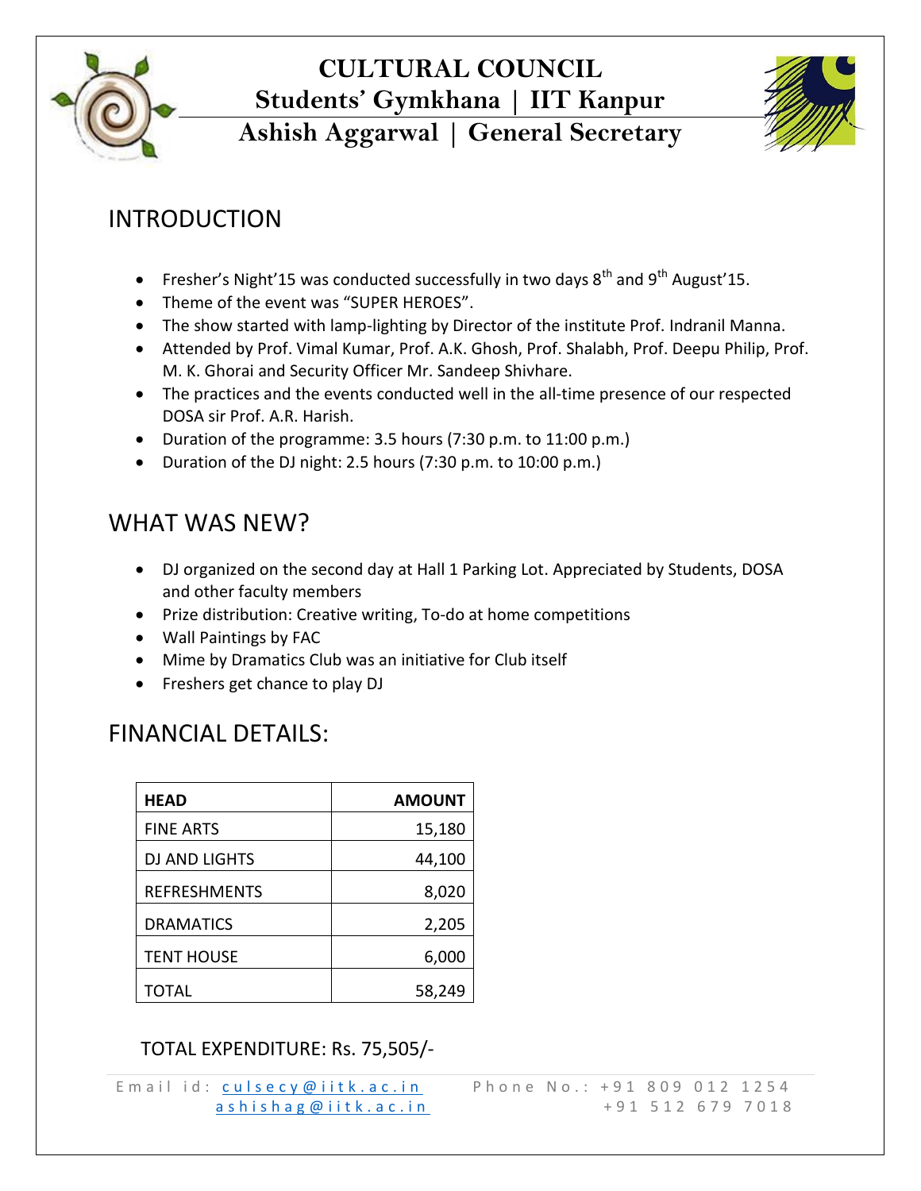# CULTURAL COUNCIL
## Students' Gymkhana | IIT Kanpur
## Ashish Aggarwal | General Secretary

## INTRODUCTION

- Fresher's Night'15 was conducted successfully in two days 8th and 9th August'15.
- Theme of the event was "SUPER HEROES".
- The show started with lamp-lighting by Director of the institute Prof. Indranil Manna.
- Attended by Prof. Vimal Kumar, Prof. A.K. Ghosh, Prof. Shalabh, Prof. Deepu Philip, Prof. M. K. Ghorai and Security Officer Mr. Sandeep Shivhare.
- The practices and the events conducted well in the all-time presence of our respected DOSA sir Prof. A.R. Harish.
- Duration of the programme: 3.5 hours (7:30 p.m. to 11:00 p.m.)
- Duration of the DJ night: 2.5 hours (7:30 p.m. to 10:00 p.m.)

## WHAT WAS NEW?

- DJ organized on the second day at Hall 1 Parking Lot. Appreciated by Students, DOSA and other faculty members
- Prize distribution: Creative writing, To-do at home competitions
- Wall Paintings by FAC
- Mime by Dramatics Club was an initiative for Club itself
- Freshers get chance to play DJ

## FINANCIAL DETAILS:

| HEAD | AMOUNT |
|---|---:|
| FINE ARTS | 15,180 |
| DJ AND LIGHTS | 44,100 |
| REFRESHMENTS | 8,020 |
| DRAMATICS | 2,205 |
| TENT HOUSE | 6,000 |
| TOTAL | 58,249 |

TOTAL EXPENDITURE: Rs. 75,505/-

Email id: culsecy@iitk.ac.in
ashishag@iitk.ac.in

Phone No.: +91 809 012 1254
+91 512 679 7018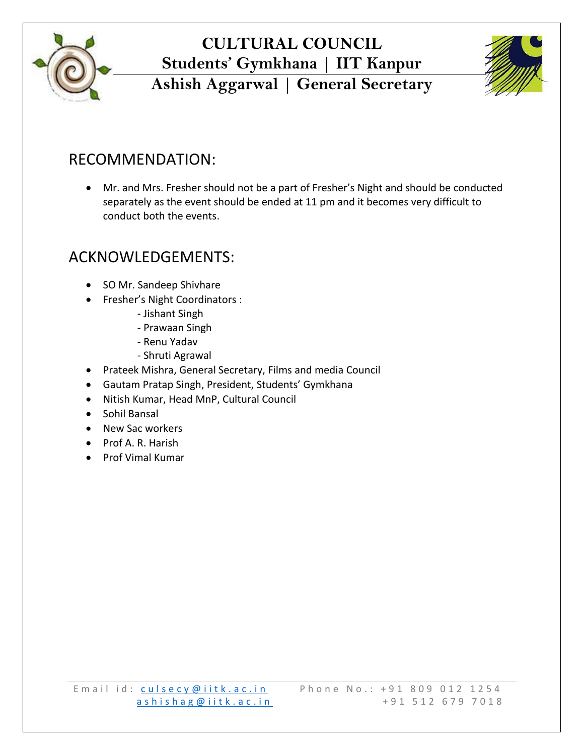## RECOMMENDATION:

- Mr. and Mrs. Fresher should not be a part of Fresher's Night and should be conducted separately as the event should be ended at 11 pm and it becomes very difficult to conduct both the events.

## ACKNOWLEDGEMENTS:

- SO Mr. Sandeep Shivhare
- Fresher's Night Coordinators :
  - Jishant Singh
  - Prawaan Singh
  - Renu Yadav
  - Shruti Agrawal
- Prateek Mishra, General Secretary, Films and media Council
- Gautam Pratap Singh, President, Students' Gymkhana
- Nitish Kumar, Head MnP, Cultural Council
- Sohil Bansal
- New Sac workers
- Prof A. R. Harish
- Prof Vimal Kumar